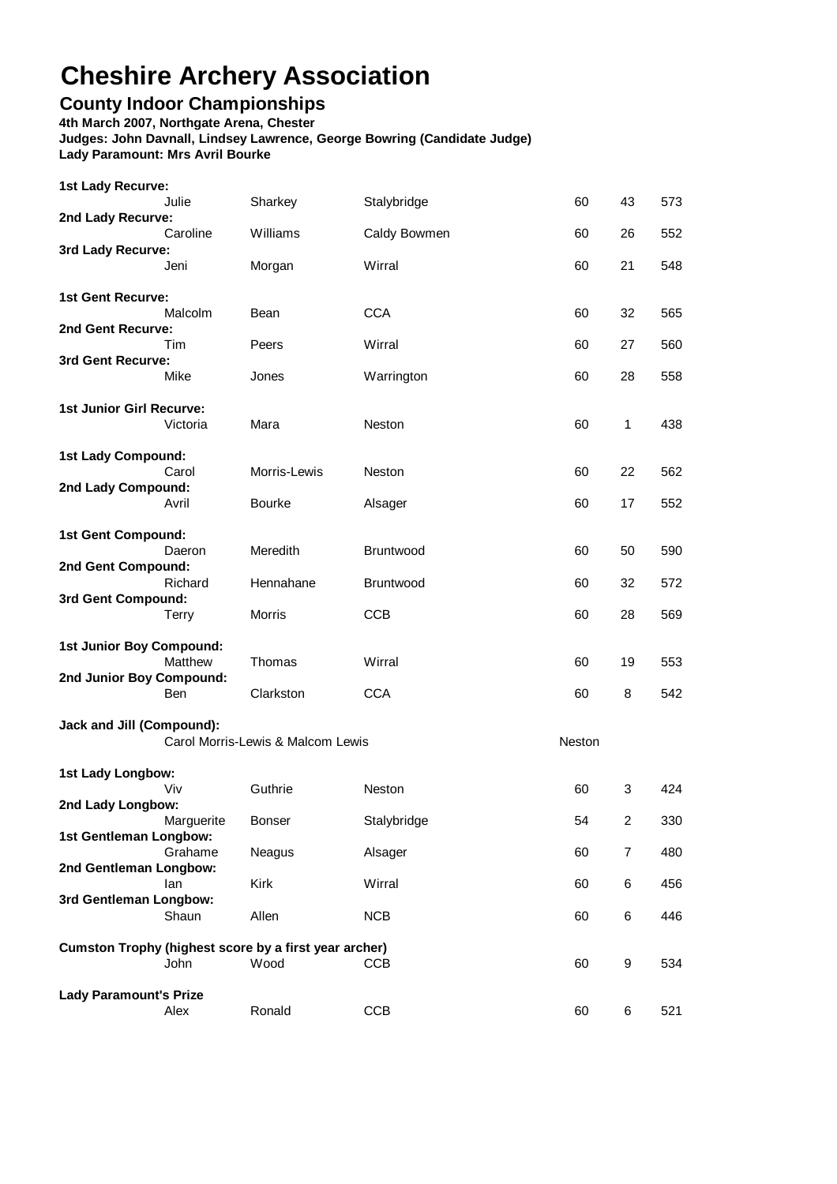# Cheshire Archery Association

## County Indoor Championships

**4th March 2007, Northgate Arena, Chester**
**Judges: John Davnall, Lindsey Lawrence, George Bowring (Candidate Judge)**
**Lady Paramount: Mrs Avril Bourke**

| Category | First Name | Surname | Club | | | |
|---|---|---|---|---|---|---|
| **1st Lady Recurve:** | Julie | Sharkey | Stalybridge | 60 | 43 | 573 |
| **2nd Lady Recurve:** | Caroline | Williams | Caldy Bowmen | 60 | 26 | 552 |
| **3rd Lady Recurve:** | Jeni | Morgan | Wirral | 60 | 21 | 548 |
| **1st Gent Recurve:** | Malcolm | Bean | CCA | 60 | 32 | 565 |
| **2nd Gent Recurve:** | Tim | Peers | Wirral | 60 | 27 | 560 |
| **3rd Gent Recurve:** | Mike | Jones | Warrington | 60 | 28 | 558 |
| **1st Junior Girl Recurve:** | Victoria | Mara | Neston | 60 | 1 | 438 |
| **1st Lady Compound:** | Carol | Morris-Lewis | Neston | 60 | 22 | 562 |
| **2nd Lady Compound:** | Avril | Bourke | Alsager | 60 | 17 | 552 |
| **1st Gent Compound:** | Daeron | Meredith | Bruntwood | 60 | 50 | 590 |
| **2nd Gent Compound:** | Richard | Hennahane | Bruntwood | 60 | 32 | 572 |
| **3rd Gent Compound:** | Terry | Morris | CCB | 60 | 28 | 569 |
| **1st Junior Boy Compound:** | Matthew | Thomas | Wirral | 60 | 19 | 553 |
| **2nd Junior Boy Compound:** | Ben | Clarkston | CCA | 60 | 8 | 542 |
| **Jack and Jill (Compound):** | Carol Morris-Lewis & Malcom Lewis | | | Neston | | |
| **1st Lady Longbow:** | Viv | Guthrie | Neston | 60 | 3 | 424 |
| **2nd Lady Longbow:** | Marguerite | Bonser | Stalybridge | 54 | 2 | 330 |
| **1st Gentleman Longbow:** | Grahame | Neagus | Alsager | 60 | 7 | 480 |
| **2nd Gentleman Longbow:** | Ian | Kirk | Wirral | 60 | 6 | 456 |
| **3rd Gentleman Longbow:** | Shaun | Allen | NCB | 60 | 6 | 446 |
| **Cumston Trophy (highest score by a first year archer)** | John | Wood | CCB | 60 | 9 | 534 |
| **Lady Paramount's Prize** | Alex | Ronald | CCB | 60 | 6 | 521 |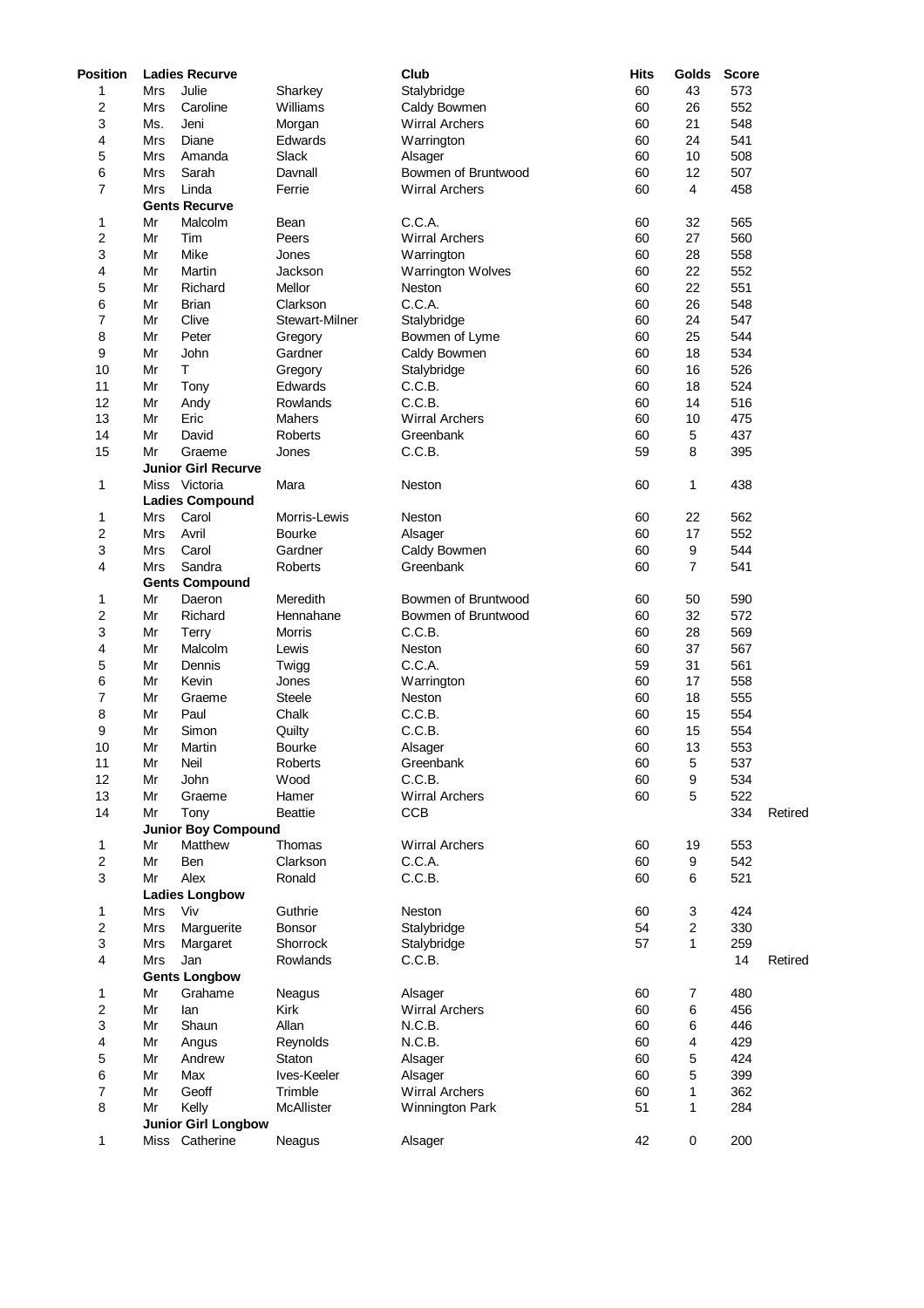| Position | Ladies Recurve | | | Club | Hits | Golds | Score | |
|---|---|---|---|---|---|---|---|---|
| 1 | Mrs | Julie | Sharkey | Stalybridge | 60 | 43 | 573 | |
| 2 | Mrs | Caroline | Williams | Caldy Bowmen | 60 | 26 | 552 | |
| 3 | Ms. | Jeni | Morgan | Wirral Archers | 60 | 21 | 548 | |
| 4 | Mrs | Diane | Edwards | Warrington | 60 | 24 | 541 | |
| 5 | Mrs | Amanda | Slack | Alsager | 60 | 10 | 508 | |
| 6 | Mrs | Sarah | Davnall | Bowmen of Bruntwood | 60 | 12 | 507 | |
| 7 | Mrs | Linda | Ferrie | Wirral Archers | 60 | 4 | 458 | |
| | **Gents Recurve** | | | | | | | |
| 1 | Mr | Malcolm | Bean | C.C.A. | 60 | 32 | 565 | |
| 2 | Mr | Tim | Peers | Wirral Archers | 60 | 27 | 560 | |
| 3 | Mr | Mike | Jones | Warrington | 60 | 28 | 558 | |
| 4 | Mr | Martin | Jackson | Warrington Wolves | 60 | 22 | 552 | |
| 5 | Mr | Richard | Mellor | Neston | 60 | 22 | 551 | |
| 6 | Mr | Brian | Clarkson | C.C.A. | 60 | 26 | 548 | |
| 7 | Mr | Clive | Stewart-Milner | Stalybridge | 60 | 24 | 547 | |
| 8 | Mr | Peter | Gregory | Bowmen of Lyme | 60 | 25 | 544 | |
| 9 | Mr | John | Gardner | Caldy Bowmen | 60 | 18 | 534 | |
| 10 | Mr | T | Gregory | Stalybridge | 60 | 16 | 526 | |
| 11 | Mr | Tony | Edwards | C.C.B. | 60 | 18 | 524 | |
| 12 | Mr | Andy | Rowlands | C.C.B. | 60 | 14 | 516 | |
| 13 | Mr | Eric | Mahers | Wirral Archers | 60 | 10 | 475 | |
| 14 | Mr | David | Roberts | Greenbank | 60 | 5 | 437 | |
| 15 | Mr | Graeme | Jones | C.C.B. | 59 | 8 | 395 | |
| | **Junior Girl Recurve** | | | | | | | |
| 1 | Miss | Victoria | Mara | Neston | 60 | 1 | 438 | |
| | **Ladies Compound** | | | | | | | |
| 1 | Mrs | Carol | Morris-Lewis | Neston | 60 | 22 | 562 | |
| 2 | Mrs | Avril | Bourke | Alsager | 60 | 17 | 552 | |
| 3 | Mrs | Carol | Gardner | Caldy Bowmen | 60 | 9 | 544 | |
| 4 | Mrs | Sandra | Roberts | Greenbank | 60 | 7 | 541 | |
| | **Gents Compound** | | | | | | | |
| 1 | Mr | Daeron | Meredith | Bowmen of Bruntwood | 60 | 50 | 590 | |
| 2 | Mr | Richard | Hennahane | Bowmen of Bruntwood | 60 | 32 | 572 | |
| 3 | Mr | Terry | Morris | C.C.B. | 60 | 28 | 569 | |
| 4 | Mr | Malcolm | Lewis | Neston | 60 | 37 | 567 | |
| 5 | Mr | Dennis | Twigg | C.C.A. | 59 | 31 | 561 | |
| 6 | Mr | Kevin | Jones | Warrington | 60 | 17 | 558 | |
| 7 | Mr | Graeme | Steele | Neston | 60 | 18 | 555 | |
| 8 | Mr | Paul | Chalk | C.C.B. | 60 | 15 | 554 | |
| 9 | Mr | Simon | Quilty | C.C.B. | 60 | 15 | 554 | |
| 10 | Mr | Martin | Bourke | Alsager | 60 | 13 | 553 | |
| 11 | Mr | Neil | Roberts | Greenbank | 60 | 5 | 537 | |
| 12 | Mr | John | Wood | C.C.B. | 60 | 9 | 534 | |
| 13 | Mr | Graeme | Hamer | Wirral Archers | 60 | 5 | 522 | |
| 14 | Mr | Tony | Beattie | CCB | | | 334 | Retired |
| | **Junior Boy Compound** | | | | | | | |
| 1 | Mr | Matthew | Thomas | Wirral Archers | 60 | 19 | 553 | |
| 2 | Mr | Ben | Clarkson | C.C.A. | 60 | 9 | 542 | |
| 3 | Mr | Alex | Ronald | C.C.B. | 60 | 6 | 521 | |
| | **Ladies Longbow** | | | | | | | |
| 1 | Mrs | Viv | Guthrie | Neston | 60 | 3 | 424 | |
| 2 | Mrs | Marguerite | Bonsor | Stalybridge | 54 | 2 | 330 | |
| 3 | Mrs | Margaret | Shorrock | Stalybridge | 57 | 1 | 259 | |
| 4 | Mrs | Jan | Rowlands | C.C.B. | | | 14 | Retired |
| | **Gents Longbow** | | | | | | | |
| 1 | Mr | Grahame | Neagus | Alsager | 60 | 7 | 480 | |
| 2 | Mr | Ian | Kirk | Wirral Archers | 60 | 6 | 456 | |
| 3 | Mr | Shaun | Allan | N.C.B. | 60 | 6 | 446 | |
| 4 | Mr | Angus | Reynolds | N.C.B. | 60 | 4 | 429 | |
| 5 | Mr | Andrew | Staton | Alsager | 60 | 5 | 424 | |
| 6 | Mr | Max | Ives-Keeler | Alsager | 60 | 5 | 399 | |
| 7 | Mr | Geoff | Trimble | Wirral Archers | 60 | 1 | 362 | |
| 8 | Mr | Kelly | McAllister | Winnington Park | 51 | 1 | 284 | |
| | **Junior Girl Longbow** | | | | | | | |
| 1 | Miss | Catherine | Neagus | Alsager | 42 | 0 | 200 | |